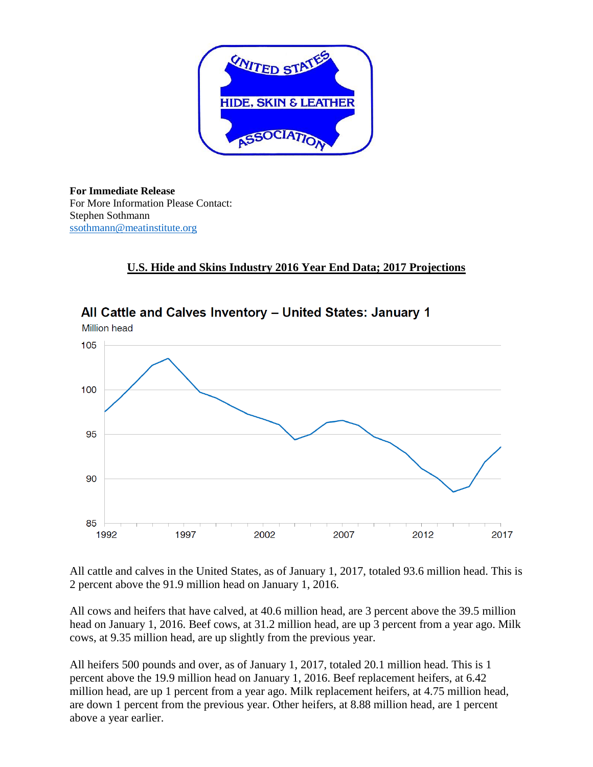UNITED STATES HIDE, SKIN & LEATHER ASSOCIATION

**For Immediate Release**
For More Information Please Contact:
Stephen Sothmann
ssothmann@meatinstitute.org

## U.S. Hide and Skins Industry 2016 Year End Data; 2017 Projections

**All Cattle and Calves Inventory – United States: January 1**

Million head

All cattle and calves in the United States, as of January 1, 2017, totaled 93.6 million head. This is 2 percent above the 91.9 million head on January 1, 2016.

All cows and heifers that have calved, at 40.6 million head, are 3 percent above the 39.5 million head on January 1, 2016. Beef cows, at 31.2 million head, are up 3 percent from a year ago. Milk cows, at 9.35 million head, are up slightly from the previous year.

All heifers 500 pounds and over, as of January 1, 2017, totaled 20.1 million head. This is 1 percent above the 19.9 million head on January 1, 2016. Beef replacement heifers, at 6.42 million head, are up 1 percent from a year ago. Milk replacement heifers, at 4.75 million head, are down 1 percent from the previous year. Other heifers, at 8.88 million head, are 1 percent above a year earlier.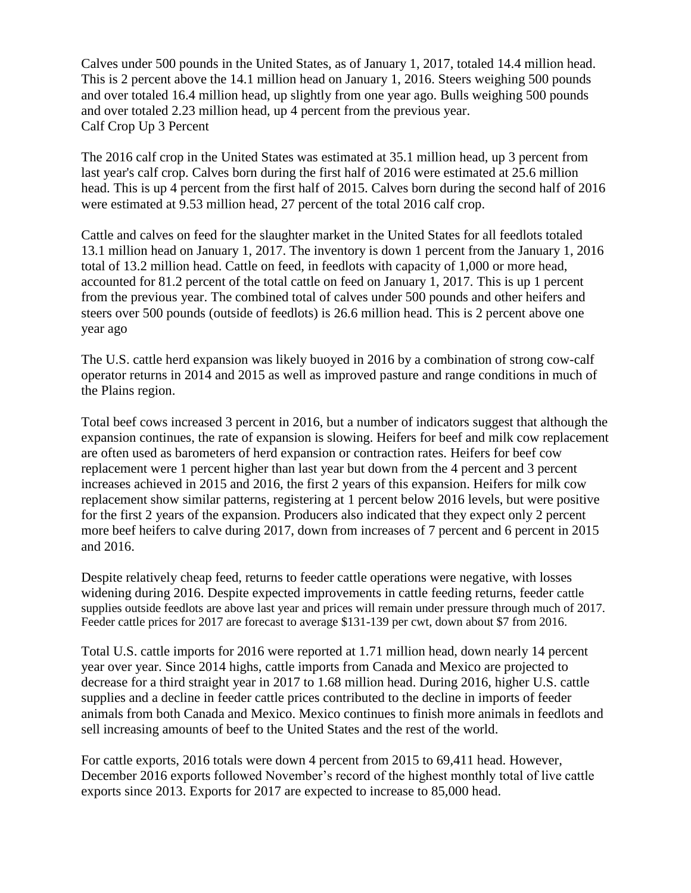Calves under 500 pounds in the United States, as of January 1, 2017, totaled 14.4 million head. This is 2 percent above the 14.1 million head on January 1, 2016. Steers weighing 500 pounds and over totaled 16.4 million head, up slightly from one year ago. Bulls weighing 500 pounds and over totaled 2.23 million head, up 4 percent from the previous year.

## Calf Crop Up 3 Percent

The 2016 calf crop in the United States was estimated at 35.1 million head, up 3 percent from last year's calf crop. Calves born during the first half of 2016 were estimated at 25.6 million head. This is up 4 percent from the first half of 2015. Calves born during the second half of 2016 were estimated at 9.53 million head, 27 percent of the total 2016 calf crop.

Cattle and calves on feed for the slaughter market in the United States for all feedlots totaled 13.1 million head on January 1, 2017. The inventory is down 1 percent from the January 1, 2016 total of 13.2 million head. Cattle on feed, in feedlots with capacity of 1,000 or more head, accounted for 81.2 percent of the total cattle on feed on January 1, 2017. This is up 1 percent from the previous year. The combined total of calves under 500 pounds and other heifers and steers over 500 pounds (outside of feedlots) is 26.6 million head. This is 2 percent above one year ago

The U.S. cattle herd expansion was likely buoyed in 2016 by a combination of strong cow-calf operator returns in 2014 and 2015 as well as improved pasture and range conditions in much of the Plains region.

Total beef cows increased 3 percent in 2016, but a number of indicators suggest that although the expansion continues, the rate of expansion is slowing. Heifers for beef and milk cow replacement are often used as barometers of herd expansion or contraction rates. Heifers for beef cow replacement were 1 percent higher than last year but down from the 4 percent and 3 percent increases achieved in 2015 and 2016, the first 2 years of this expansion. Heifers for milk cow replacement show similar patterns, registering at 1 percent below 2016 levels, but were positive for the first 2 years of the expansion. Producers also indicated that they expect only 2 percent more beef heifers to calve during 2017, down from increases of 7 percent and 6 percent in 2015 and 2016.

Despite relatively cheap feed, returns to feeder cattle operations were negative, with losses widening during 2016. Despite expected improvements in cattle feeding returns, feeder cattle supplies outside feedlots are above last year and prices will remain under pressure through much of 2017. Feeder cattle prices for 2017 are forecast to average $131-139 per cwt, down about $7 from 2016.

Total U.S. cattle imports for 2016 were reported at 1.71 million head, down nearly 14 percent year over year. Since 2014 highs, cattle imports from Canada and Mexico are projected to decrease for a third straight year in 2017 to 1.68 million head. During 2016, higher U.S. cattle supplies and a decline in feeder cattle prices contributed to the decline in imports of feeder animals from both Canada and Mexico. Mexico continues to finish more animals in feedlots and sell increasing amounts of beef to the United States and the rest of the world.

For cattle exports, 2016 totals were down 4 percent from 2015 to 69,411 head. However, December 2016 exports followed November's record of the highest monthly total of live cattle exports since 2013. Exports for 2017 are expected to increase to 85,000 head.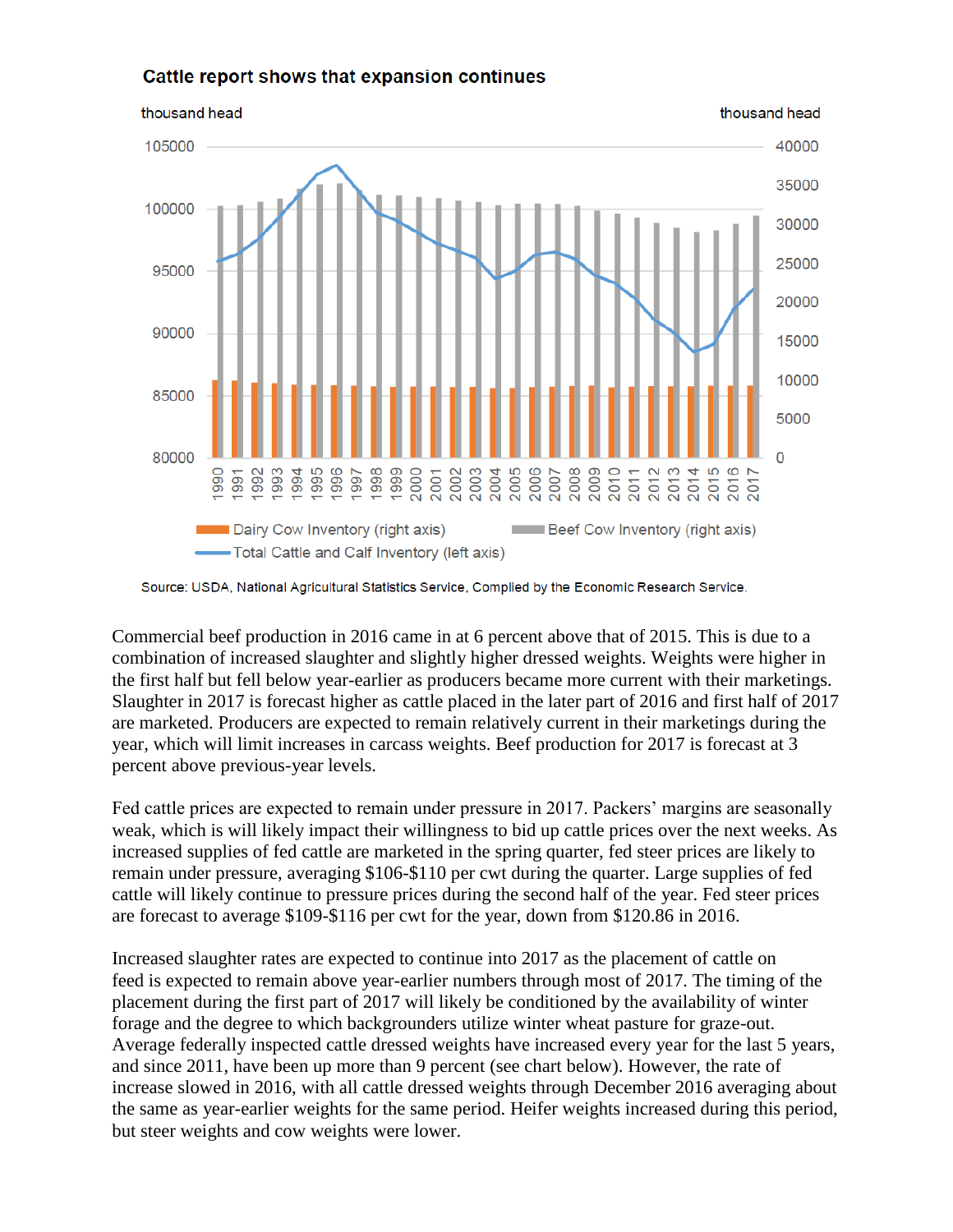**Cattle report shows that expansion continues**

Source: USDA, National Agricultural Statistics Service, Complied by the Economic Research Service.

Commercial beef production in 2016 came in at 6 percent above that of 2015. This is due to a combination of increased slaughter and slightly higher dressed weights. Weights were higher in the first half but fell below year-earlier as producers became more current with their marketings. Slaughter in 2017 is forecast higher as cattle placed in the later part of 2016 and first half of 2017 are marketed. Producers are expected to remain relatively current in their marketings during the year, which will limit increases in carcass weights. Beef production for 2017 is forecast at 3 percent above previous-year levels.

Fed cattle prices are expected to remain under pressure in 2017. Packers' margins are seasonally weak, which is will likely impact their willingness to bid up cattle prices over the next weeks. As increased supplies of fed cattle are marketed in the spring quarter, fed steer prices are likely to remain under pressure, averaging \$106-\$110 per cwt during the quarter. Large supplies of fed cattle will likely continue to pressure prices during the second half of the year. Fed steer prices are forecast to average \$109-\$116 per cwt for the year, down from \$120.86 in 2016.

Increased slaughter rates are expected to continue into 2017 as the placement of cattle on feed is expected to remain above year-earlier numbers through most of 2017. The timing of the placement during the first part of 2017 will likely be conditioned by the availability of winter forage and the degree to which backgrounders utilize winter wheat pasture for graze-out. Average federally inspected cattle dressed weights have increased every year for the last 5 years, and since 2011, have been up more than 9 percent (see chart below). However, the rate of increase slowed in 2016, with all cattle dressed weights through December 2016 averaging about the same as year-earlier weights for the same period. Heifer weights increased during this period, but steer weights and cow weights were lower.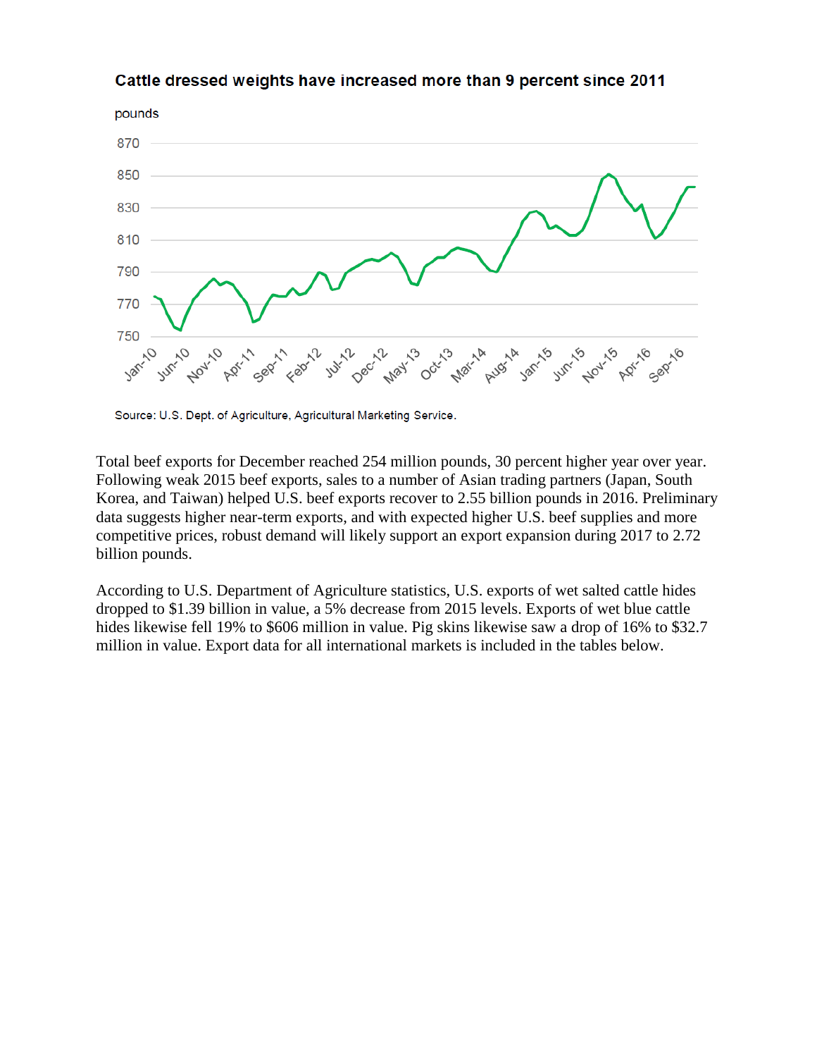**Cattle dressed weights have increased more than 9 percent since 2011**

pounds

Source: U.S. Dept. of Agriculture, Agricultural Marketing Service.

Total beef exports for December reached 254 million pounds, 30 percent higher year over year. Following weak 2015 beef exports, sales to a number of Asian trading partners (Japan, South Korea, and Taiwan) helped U.S. beef exports recover to 2.55 billion pounds in 2016. Preliminary data suggests higher near-term exports, and with expected higher U.S. beef supplies and more competitive prices, robust demand will likely support an export expansion during 2017 to 2.72 billion pounds.

According to U.S. Department of Agriculture statistics, U.S. exports of wet salted cattle hides dropped to $1.39 billion in value, a 5% decrease from 2015 levels. Exports of wet blue cattle hides likewise fell 19% to $606 million in value. Pig skins likewise saw a drop of 16% to $32.7 million in value. Export data for all international markets is included in the tables below.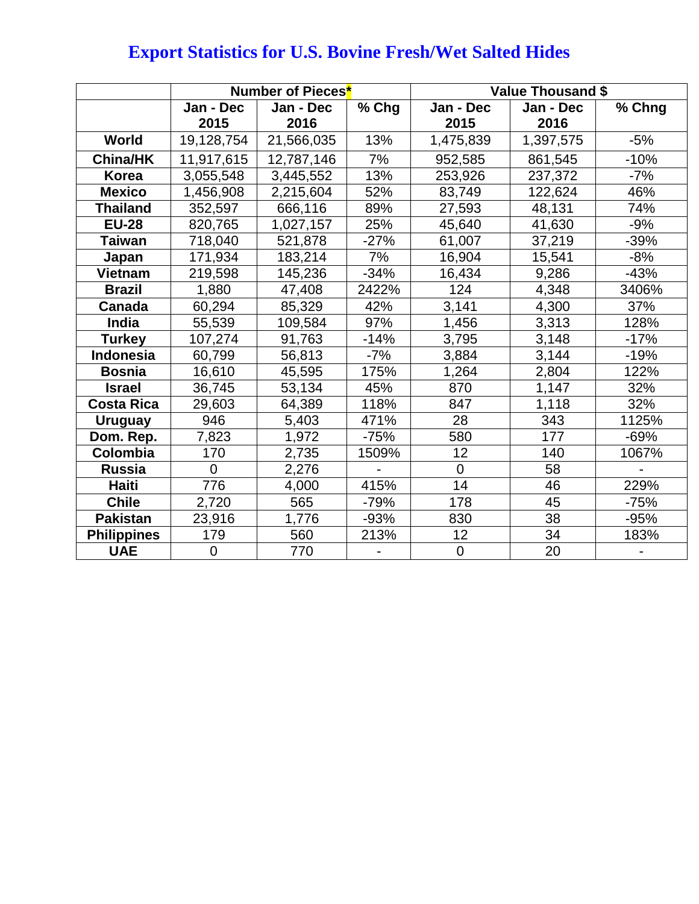# Export Statistics for U.S. Bovine Fresh/Wet Salted Hides

| | Number of Pieces* | | | Value Thousand $ | | |
|---|---|---|---|---|---|---|
| | Jan - Dec 2015 | Jan - Dec 2016 | % Chg | Jan - Dec 2015 | Jan - Dec 2016 | % Chng |
| **World** | 19,128,754 | 21,566,035 | 13% | 1,475,839 | 1,397,575 | -5% |
| **China/HK** | 11,917,615 | 12,787,146 | 7% | 952,585 | 861,545 | -10% |
| **Korea** | 3,055,548 | 3,445,552 | 13% | 253,926 | 237,372 | -7% |
| **Mexico** | 1,456,908 | 2,215,604 | 52% | 83,749 | 122,624 | 46% |
| **Thailand** | 352,597 | 666,116 | 89% | 27,593 | 48,131 | 74% |
| **EU-28** | 820,765 | 1,027,157 | 25% | 45,640 | 41,630 | -9% |
| **Taiwan** | 718,040 | 521,878 | -27% | 61,007 | 37,219 | -39% |
| **Japan** | 171,934 | 183,214 | 7% | 16,904 | 15,541 | -8% |
| **Vietnam** | 219,598 | 145,236 | -34% | 16,434 | 9,286 | -43% |
| **Brazil** | 1,880 | 47,408 | 2422% | 124 | 4,348 | 3406% |
| **Canada** | 60,294 | 85,329 | 42% | 3,141 | 4,300 | 37% |
| **India** | 55,539 | 109,584 | 97% | 1,456 | 3,313 | 128% |
| **Turkey** | 107,274 | 91,763 | -14% | 3,795 | 3,148 | -17% |
| **Indonesia** | 60,799 | 56,813 | -7% | 3,884 | 3,144 | -19% |
| **Bosnia** | 16,610 | 45,595 | 175% | 1,264 | 2,804 | 122% |
| **Israel** | 36,745 | 53,134 | 45% | 870 | 1,147 | 32% |
| **Costa Rica** | 29,603 | 64,389 | 118% | 847 | 1,118 | 32% |
| **Uruguay** | 946 | 5,403 | 471% | 28 | 343 | 1125% |
| **Dom. Rep.** | 7,823 | 1,972 | -75% | 580 | 177 | -69% |
| **Colombia** | 170 | 2,735 | 1509% | 12 | 140 | 1067% |
| **Russia** | 0 | 2,276 | - | 0 | 58 | - |
| **Haiti** | 776 | 4,000 | 415% | 14 | 46 | 229% |
| **Chile** | 2,720 | 565 | -79% | 178 | 45 | -75% |
| **Pakistan** | 23,916 | 1,776 | -93% | 830 | 38 | -95% |
| **Philippines** | 179 | 560 | 213% | 12 | 34 | 183% |
| **UAE** | 0 | 770 | - | 0 | 20 | - |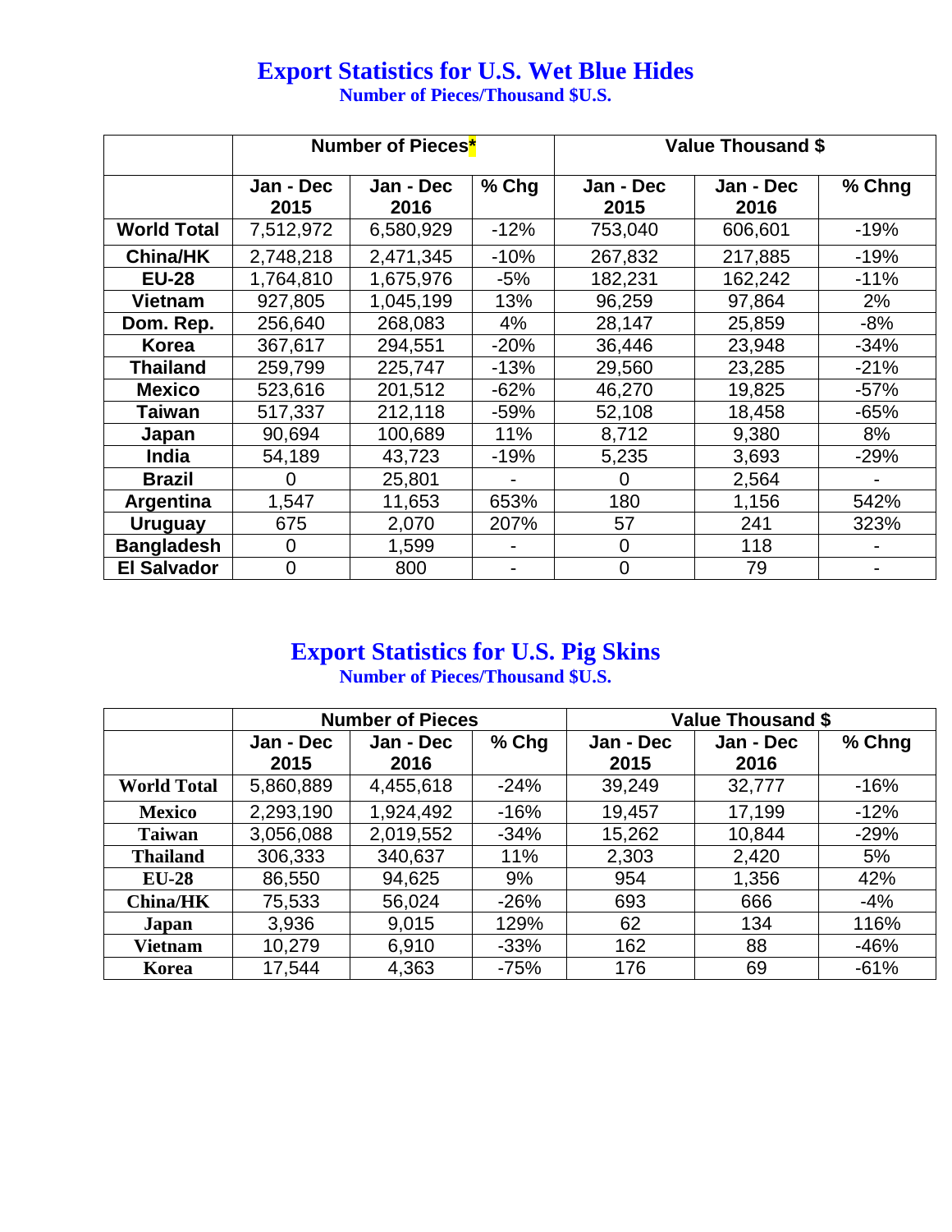## Export Statistics for U.S. Wet Blue Hides

**Number of Pieces/Thousand $U.S.**

| | Number of Pieces* | | | Value Thousand $ | | |
|---|---|---|---|---|---|---|
| | Jan - Dec 2015 | Jan - Dec 2016 | % Chg | Jan - Dec 2015 | Jan - Dec 2016 | % Chng |
| **World Total** | 7,512,972 | 6,580,929 | -12% | 753,040 | 606,601 | -19% |
| **China/HK** | 2,748,218 | 2,471,345 | -10% | 267,832 | 217,885 | -19% |
| **EU-28** | 1,764,810 | 1,675,976 | -5% | 182,231 | 162,242 | -11% |
| **Vietnam** | 927,805 | 1,045,199 | 13% | 96,259 | 97,864 | 2% |
| **Dom. Rep.** | 256,640 | 268,083 | 4% | 28,147 | 25,859 | -8% |
| **Korea** | 367,617 | 294,551 | -20% | 36,446 | 23,948 | -34% |
| **Thailand** | 259,799 | 225,747 | -13% | 29,560 | 23,285 | -21% |
| **Mexico** | 523,616 | 201,512 | -62% | 46,270 | 19,825 | -57% |
| **Taiwan** | 517,337 | 212,118 | -59% | 52,108 | 18,458 | -65% |
| **Japan** | 90,694 | 100,689 | 11% | 8,712 | 9,380 | 8% |
| **India** | 54,189 | 43,723 | -19% | 5,235 | 3,693 | -29% |
| **Brazil** | 0 | 25,801 | - | 0 | 2,564 | - |
| **Argentina** | 1,547 | 11,653 | 653% | 180 | 1,156 | 542% |
| **Uruguay** | 675 | 2,070 | 207% | 57 | 241 | 323% |
| **Bangladesh** | 0 | 1,599 | - | 0 | 118 | - |
| **El Salvador** | 0 | 800 | - | 0 | 79 | - |

## Export Statistics for U.S. Pig Skins

**Number of Pieces/Thousand $U.S.**

| | Number of Pieces | | | Value Thousand $ | | |
|---|---|---|---|---|---|---|
| | Jan - Dec 2015 | Jan - Dec 2016 | % Chg | Jan - Dec 2015 | Jan - Dec 2016 | % Chng |
| **World Total** | 5,860,889 | 4,455,618 | -24% | 39,249 | 32,777 | -16% |
| **Mexico** | 2,293,190 | 1,924,492 | -16% | 19,457 | 17,199 | -12% |
| **Taiwan** | 3,056,088 | 2,019,552 | -34% | 15,262 | 10,844 | -29% |
| **Thailand** | 306,333 | 340,637 | 11% | 2,303 | 2,420 | 5% |
| **EU-28** | 86,550 | 94,625 | 9% | 954 | 1,356 | 42% |
| **China/HK** | 75,533 | 56,024 | -26% | 693 | 666 | -4% |
| **Japan** | 3,936 | 9,015 | 129% | 62 | 134 | 116% |
| **Vietnam** | 10,279 | 6,910 | -33% | 162 | 88 | -46% |
| **Korea** | 17,544 | 4,363 | -75% | 176 | 69 | -61% |